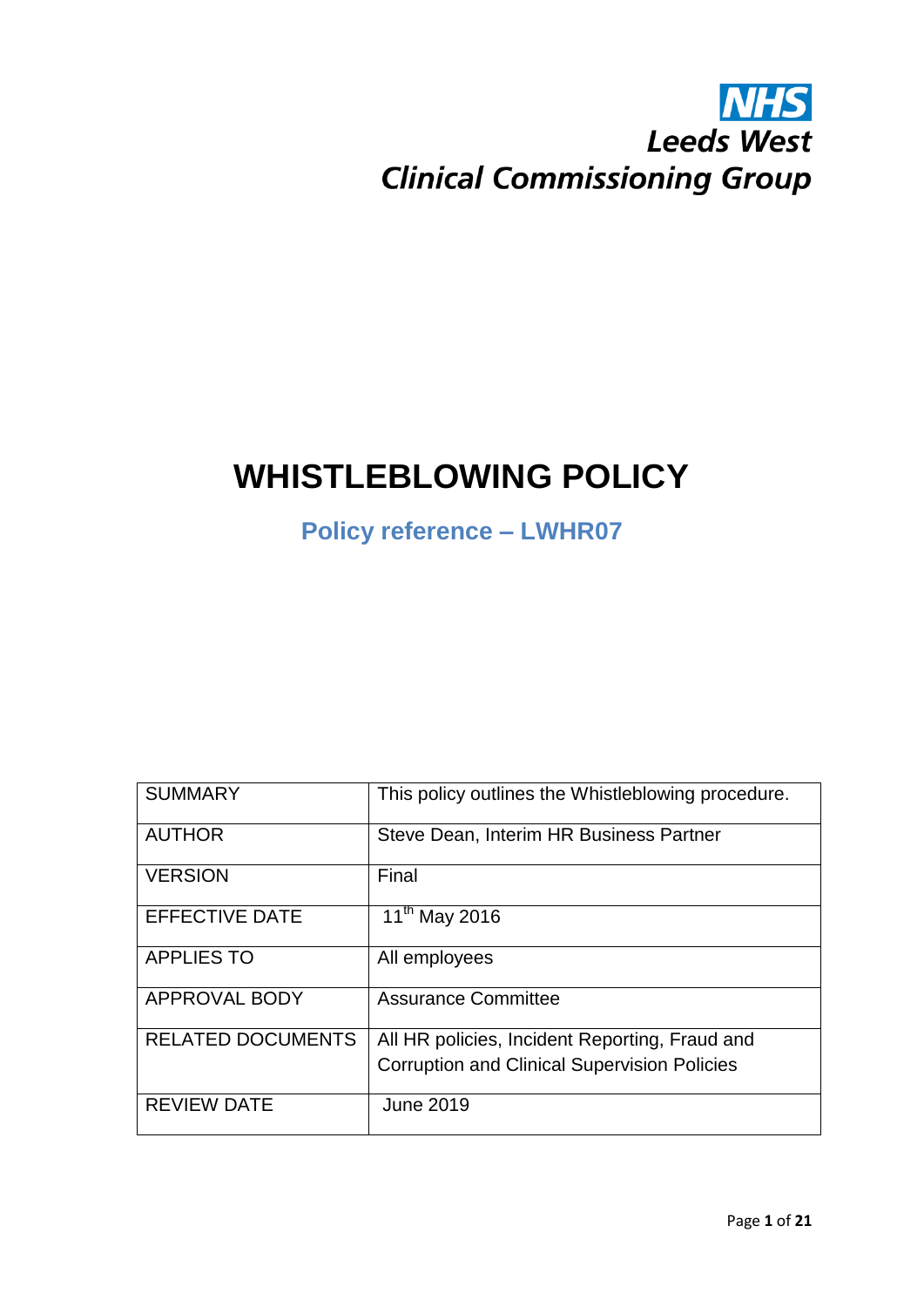NHS
Leeds West
Clinical Commissioning Group

# WHISTLEBLOWING POLICY

## Policy reference – LWHR07

| | |
|---|---|
| SUMMARY | This policy outlines the Whistleblowing procedure. |
| AUTHOR | Steve Dean, Interim HR Business Partner |
| VERSION | Final |
| EFFECTIVE DATE | 11th May 2016 |
| APPLIES TO | All employees |
| APPROVAL BODY | Assurance Committee |
| RELATED DOCUMENTS | All HR policies, Incident Reporting, Fraud and Corruption and Clinical Supervision Policies |
| REVIEW DATE | June 2019 |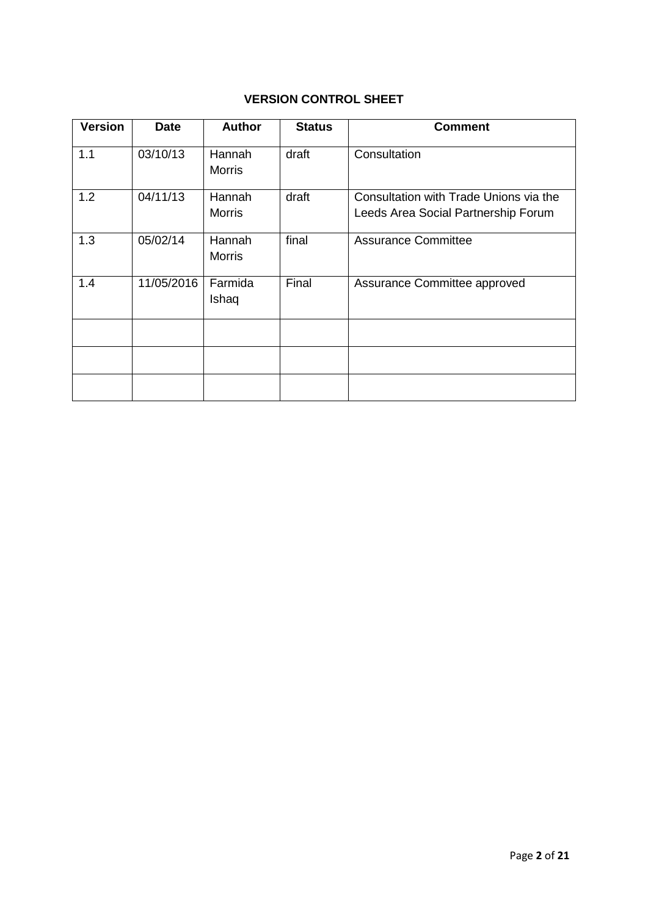## VERSION CONTROL SHEET

| Version | Date | Author | Status | Comment |
|---|---|---|---|---|
| 1.1 | 03/10/13 | Hannah Morris | draft | Consultation |
| 1.2 | 04/11/13 | Hannah Morris | draft | Consultation with Trade Unions via the Leeds Area Social Partnership Forum |
| 1.3 | 05/02/14 | Hannah Morris | final | Assurance Committee |
| 1.4 | 11/05/2016 | Farmida Ishaq | Final | Assurance Committee approved |
| | | | | |
| | | | | |
| | | | | |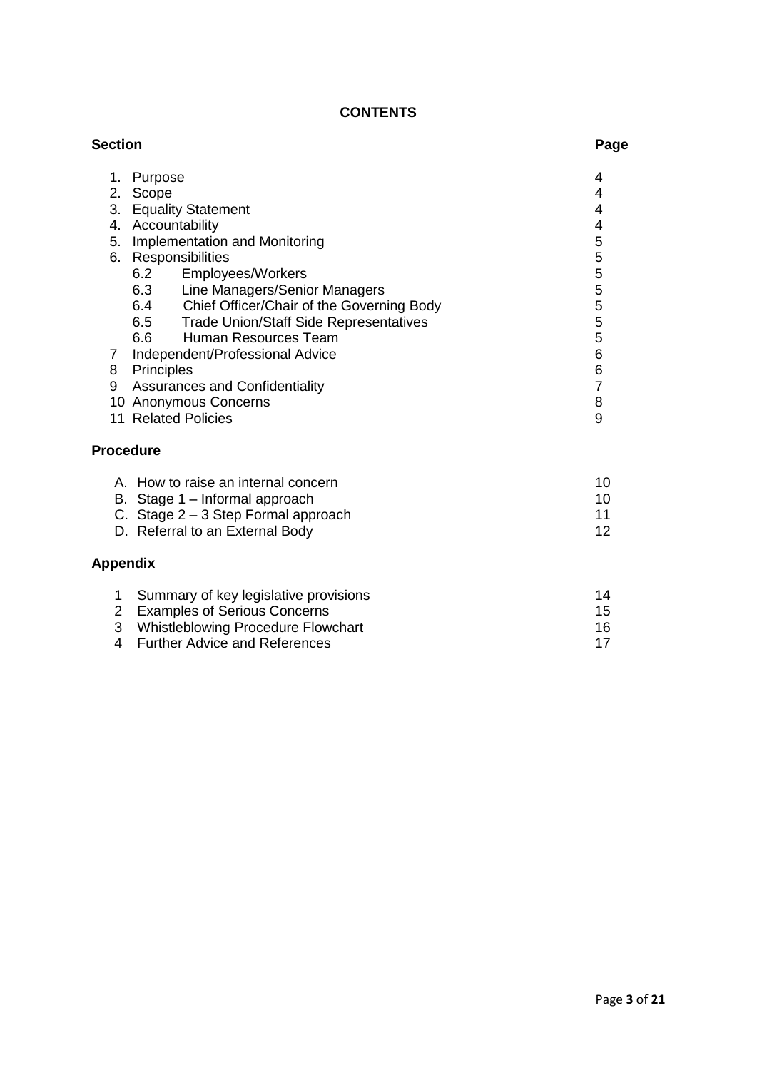# CONTENTS

| Section | Page |
| --- | --- |
| 1. Purpose | 4 |
| 2. Scope | 4 |
| 3. Equality Statement | 4 |
| 4. Accountability | 4 |
| 5. Implementation and Monitoring | 5 |
| 6. Responsibilities | 5 |
| 6.2 Employees/Workers | 5 |
| 6.3 Line Managers/Senior Managers | 5 |
| 6.4 Chief Officer/Chair of the Governing Body | 5 |
| 6.5 Trade Union/Staff Side Representatives | 5 |
| 6.6 Human Resources Team | 5 |
| 7 Independent/Professional Advice | 6 |
| 8 Principles | 6 |
| 9 Assurances and Confidentiality | 7 |
| 10 Anonymous Concerns | 8 |
| 11 Related Policies | 9 |

## Procedure

| | |
| --- | --- |
| A. How to raise an internal concern | 10 |
| B. Stage 1 – Informal approach | 10 |
| C. Stage 2 – 3 Step Formal approach | 11 |
| D. Referral to an External Body | 12 |

## Appendix

| | |
| --- | --- |
| 1 Summary of key legislative provisions | 14 |
| 2 Examples of Serious Concerns | 15 |
| 3 Whistleblowing Procedure Flowchart | 16 |
| 4 Further Advice and References | 17 |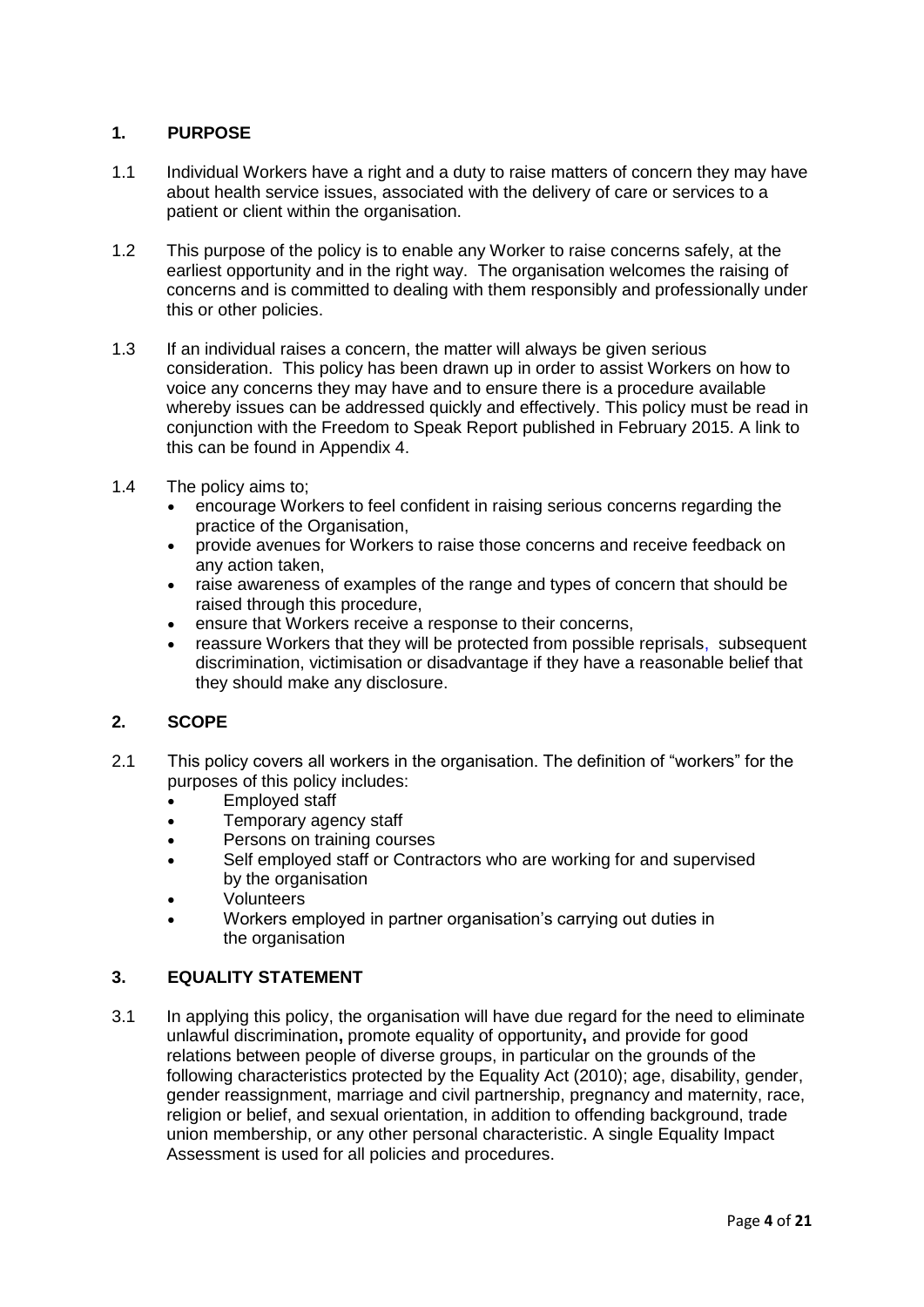## 1. PURPOSE

1.1 Individual Workers have a right and a duty to raise matters of concern they may have about health service issues, associated with the delivery of care or services to a patient or client within the organisation.

1.2 This purpose of the policy is to enable any Worker to raise concerns safely, at the earliest opportunity and in the right way. The organisation welcomes the raising of concerns and is committed to dealing with them responsibly and professionally under this or other policies.

1.3 If an individual raises a concern, the matter will always be given serious consideration. This policy has been drawn up in order to assist Workers on how to voice any concerns they may have and to ensure there is a procedure available whereby issues can be addressed quickly and effectively. This policy must be read in conjunction with the Freedom to Speak Report published in February 2015. A link to this can be found in Appendix 4.

1.4 The policy aims to;

- encourage Workers to feel confident in raising serious concerns regarding the practice of the Organisation,
- provide avenues for Workers to raise those concerns and receive feedback on any action taken,
- raise awareness of examples of the range and types of concern that should be raised through this procedure,
- ensure that Workers receive a response to their concerns,
- reassure Workers that they will be protected from possible reprisals, subsequent discrimination, victimisation or disadvantage if they have a reasonable belief that they should make any disclosure.

## 2. SCOPE

2.1 This policy covers all workers in the organisation. The definition of "workers" for the purposes of this policy includes:

- Employed staff
- Temporary agency staff
- Persons on training courses
- Self employed staff or Contractors who are working for and supervised by the organisation
- Volunteers
- Workers employed in partner organisation's carrying out duties in the organisation

## 3. EQUALITY STATEMENT

3.1 In applying this policy, the organisation will have due regard for the need to eliminate unlawful discrimination**,** promote equality of opportunity**,** and provide for good relations between people of diverse groups, in particular on the grounds of the following characteristics protected by the Equality Act (2010); age, disability, gender, gender reassignment, marriage and civil partnership, pregnancy and maternity, race, religion or belief, and sexual orientation, in addition to offending background, trade union membership, or any other personal characteristic. A single Equality Impact Assessment is used for all policies and procedures.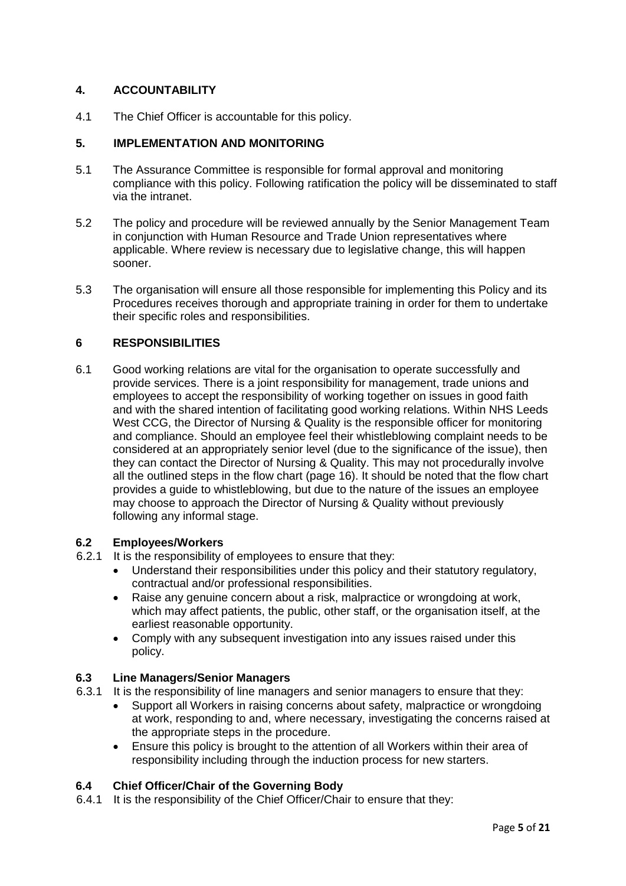## 4. ACCOUNTABILITY

4.1 The Chief Officer is accountable for this policy.

## 5. IMPLEMENTATION AND MONITORING

5.1 The Assurance Committee is responsible for formal approval and monitoring compliance with this policy. Following ratification the policy will be disseminated to staff via the intranet.

5.2 The policy and procedure will be reviewed annually by the Senior Management Team in conjunction with Human Resource and Trade Union representatives where applicable. Where review is necessary due to legislative change, this will happen sooner.

5.3 The organisation will ensure all those responsible for implementing this Policy and its Procedures receives thorough and appropriate training in order for them to undertake their specific roles and responsibilities.

## 6 RESPONSIBILITIES

6.1 Good working relations are vital for the organisation to operate successfully and provide services. There is a joint responsibility for management, trade unions and employees to accept the responsibility of working together on issues in good faith and with the shared intention of facilitating good working relations. Within NHS Leeds West CCG, the Director of Nursing & Quality is the responsible officer for monitoring and compliance. Should an employee feel their whistleblowing complaint needs to be considered at an appropriately senior level (due to the significance of the issue), then they can contact the Director of Nursing & Quality. This may not procedurally involve all the outlined steps in the flow chart (page 16). It should be noted that the flow chart provides a guide to whistleblowing, but due to the nature of the issues an employee may choose to approach the Director of Nursing & Quality without previously following any informal stage.

### 6.2 Employees/Workers

6.2.1 It is the responsibility of employees to ensure that they:

- Understand their responsibilities under this policy and their statutory regulatory, contractual and/or professional responsibilities.
- Raise any genuine concern about a risk, malpractice or wrongdoing at work, which may affect patients, the public, other staff, or the organisation itself, at the earliest reasonable opportunity.
- Comply with any subsequent investigation into any issues raised under this policy.

### 6.3 Line Managers/Senior Managers

6.3.1 It is the responsibility of line managers and senior managers to ensure that they:

- Support all Workers in raising concerns about safety, malpractice or wrongdoing at work, responding to and, where necessary, investigating the concerns raised at the appropriate steps in the procedure.
- Ensure this policy is brought to the attention of all Workers within their area of responsibility including through the induction process for new starters.

### 6.4 Chief Officer/Chair of the Governing Body

6.4.1 It is the responsibility of the Chief Officer/Chair to ensure that they: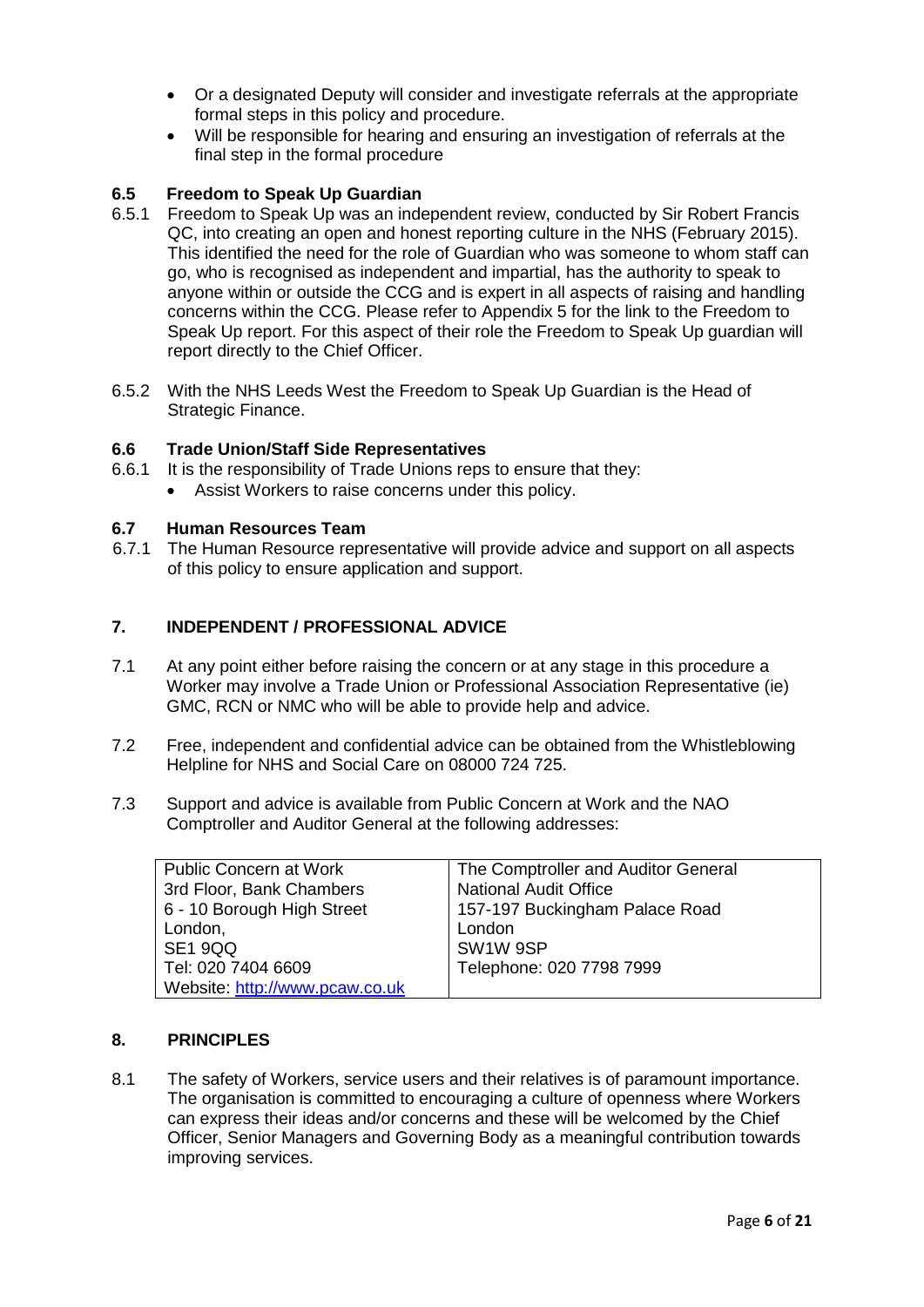- Or a designated Deputy will consider and investigate referrals at the appropriate formal steps in this policy and procedure.
- Will be responsible for hearing and ensuring an investigation of referrals at the final step in the formal procedure

### 6.5 Freedom to Speak Up Guardian

6.5.1 Freedom to Speak Up was an independent review, conducted by Sir Robert Francis QC, into creating an open and honest reporting culture in the NHS (February 2015). This identified the need for the role of Guardian who was someone to whom staff can go, who is recognised as independent and impartial, has the authority to speak to anyone within or outside the CCG and is expert in all aspects of raising and handling concerns within the CCG. Please refer to Appendix 5 for the link to the Freedom to Speak Up report. For this aspect of their role the Freedom to Speak Up guardian will report directly to the Chief Officer.

6.5.2 With the NHS Leeds West the Freedom to Speak Up Guardian is the Head of Strategic Finance.

### 6.6 Trade Union/Staff Side Representatives

6.6.1 It is the responsibility of Trade Unions reps to ensure that they:

- Assist Workers to raise concerns under this policy.

### 6.7 Human Resources Team

6.7.1 The Human Resource representative will provide advice and support on all aspects of this policy to ensure application and support.

## 7. INDEPENDENT / PROFESSIONAL ADVICE

7.1 At any point either before raising the concern or at any stage in this procedure a Worker may involve a Trade Union or Professional Association Representative (ie) GMC, RCN or NMC who will be able to provide help and advice.

7.2 Free, independent and confidential advice can be obtained from the Whistleblowing Helpline for NHS and Social Care on 08000 724 725.

7.3 Support and advice is available from Public Concern at Work and the NAO Comptroller and Auditor General at the following addresses:

| | |
|---|---|
| Public Concern at Work<br>3rd Floor, Bank Chambers<br>6 - 10 Borough High Street<br>London,<br>SE1 9QQ<br>Tel: 020 7404 6609<br>Website: http://www.pcaw.co.uk | The Comptroller and Auditor General<br>National Audit Office<br>157-197 Buckingham Palace Road<br>London<br>SW1W 9SP<br>Telephone: 020 7798 7999 |

## 8. PRINCIPLES

8.1 The safety of Workers, service users and their relatives is of paramount importance. The organisation is committed to encouraging a culture of openness where Workers can express their ideas and/or concerns and these will be welcomed by the Chief Officer, Senior Managers and Governing Body as a meaningful contribution towards improving services.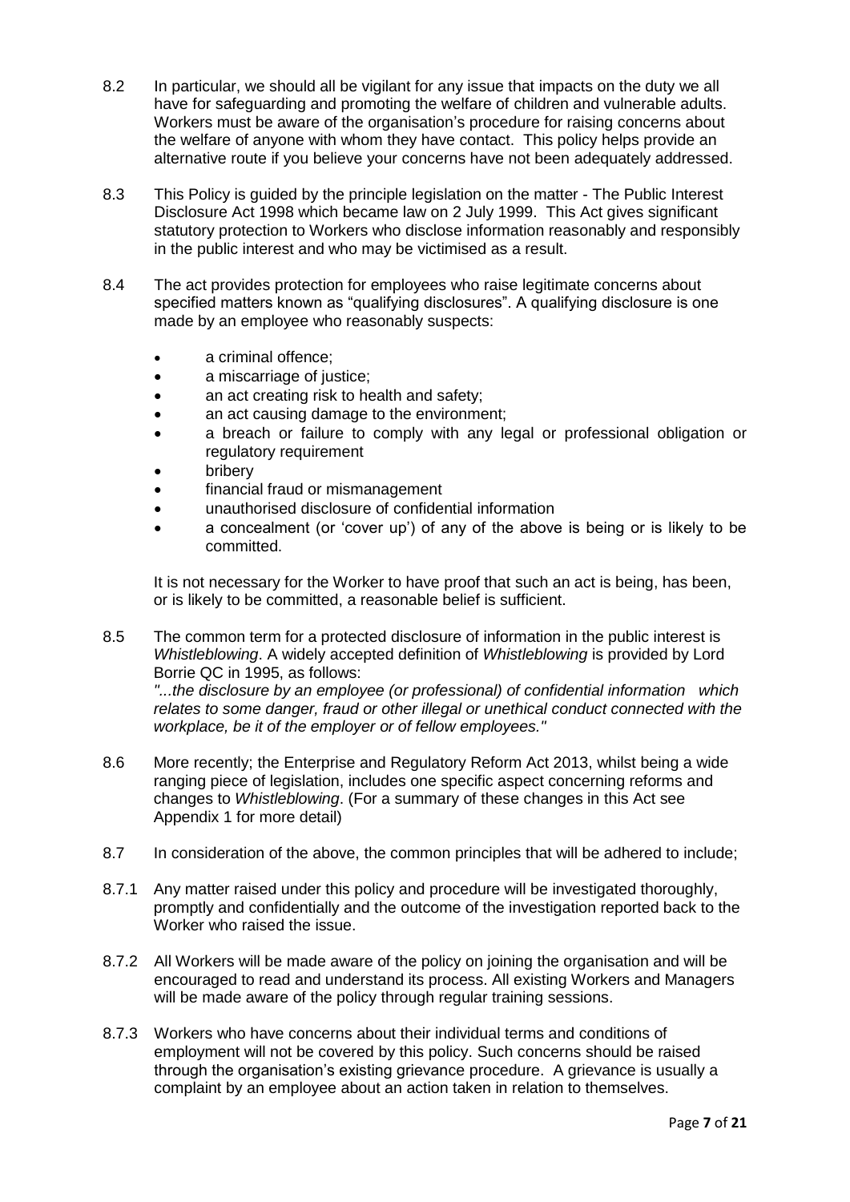8.2 In particular, we should all be vigilant for any issue that impacts on the duty we all have for safeguarding and promoting the welfare of children and vulnerable adults. Workers must be aware of the organisation's procedure for raising concerns about the welfare of anyone with whom they have contact. This policy helps provide an alternative route if you believe your concerns have not been adequately addressed.

8.3 This Policy is guided by the principle legislation on the matter - The Public Interest Disclosure Act 1998 which became law on 2 July 1999. This Act gives significant statutory protection to Workers who disclose information reasonably and responsibly in the public interest and who may be victimised as a result.

8.4 The act provides protection for employees who raise legitimate concerns about specified matters known as "qualifying disclosures". A qualifying disclosure is one made by an employee who reasonably suspects:

- a criminal offence;
- a miscarriage of justice;
- an act creating risk to health and safety;
- an act causing damage to the environment;
- a breach or failure to comply with any legal or professional obligation or regulatory requirement
- bribery
- financial fraud or mismanagement
- unauthorised disclosure of confidential information
- a concealment (or 'cover up') of any of the above is being or is likely to be committed.

It is not necessary for the Worker to have proof that such an act is being, has been, or is likely to be committed, a reasonable belief is sufficient.

8.5 The common term for a protected disclosure of information in the public interest is *Whistleblowing*. A widely accepted definition of *Whistleblowing* is provided by Lord Borrie QC in 1995, as follows:
*"...the disclosure by an employee (or professional) of confidential information which relates to some danger, fraud or other illegal or unethical conduct connected with the workplace, be it of the employer or of fellow employees."*

8.6 More recently; the Enterprise and Regulatory Reform Act 2013, whilst being a wide ranging piece of legislation, includes one specific aspect concerning reforms and changes to *Whistleblowing*. (For a summary of these changes in this Act see Appendix 1 for more detail)

8.7 In consideration of the above, the common principles that will be adhered to include;

8.7.1 Any matter raised under this policy and procedure will be investigated thoroughly, promptly and confidentially and the outcome of the investigation reported back to the Worker who raised the issue.

8.7.2 All Workers will be made aware of the policy on joining the organisation and will be encouraged to read and understand its process. All existing Workers and Managers will be made aware of the policy through regular training sessions.

8.7.3 Workers who have concerns about their individual terms and conditions of employment will not be covered by this policy. Such concerns should be raised through the organisation's existing grievance procedure. A grievance is usually a complaint by an employee about an action taken in relation to themselves.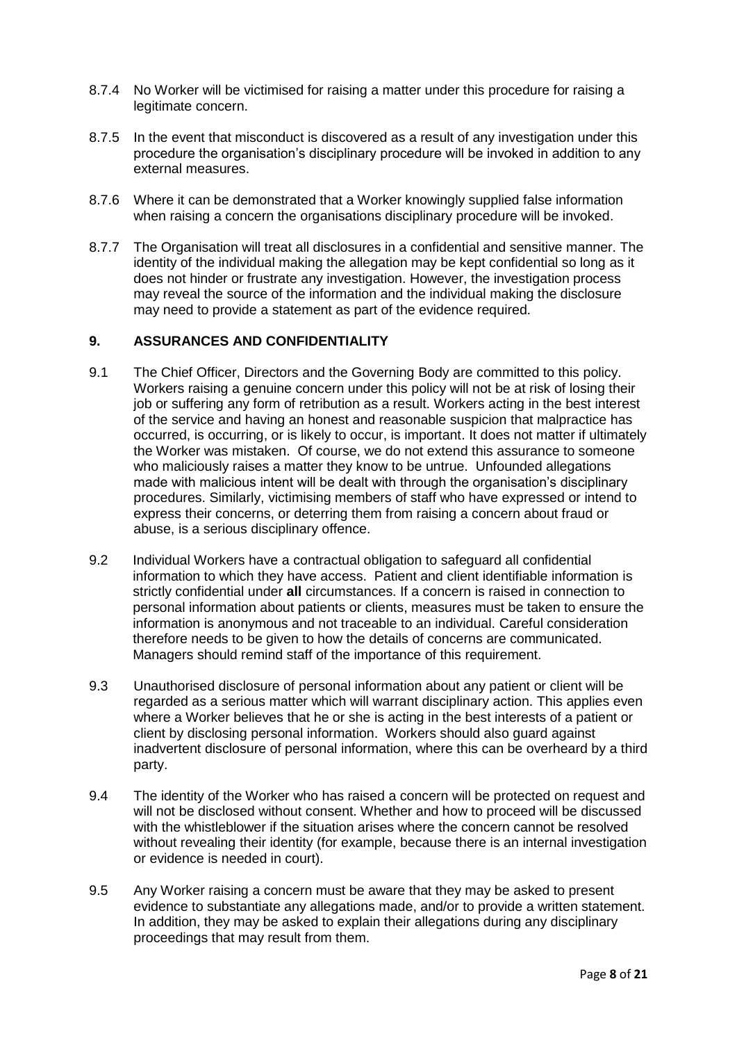8.7.4 No Worker will be victimised for raising a matter under this procedure for raising a legitimate concern.

8.7.5 In the event that misconduct is discovered as a result of any investigation under this procedure the organisation's disciplinary procedure will be invoked in addition to any external measures.

8.7.6 Where it can be demonstrated that a Worker knowingly supplied false information when raising a concern the organisations disciplinary procedure will be invoked.

8.7.7 The Organisation will treat all disclosures in a confidential and sensitive manner. The identity of the individual making the allegation may be kept confidential so long as it does not hinder or frustrate any investigation. However, the investigation process may reveal the source of the information and the individual making the disclosure may need to provide a statement as part of the evidence required.

## 9. ASSURANCES AND CONFIDENTIALITY

9.1 The Chief Officer, Directors and the Governing Body are committed to this policy. Workers raising a genuine concern under this policy will not be at risk of losing their job or suffering any form of retribution as a result. Workers acting in the best interest of the service and having an honest and reasonable suspicion that malpractice has occurred, is occurring, or is likely to occur, is important. It does not matter if ultimately the Worker was mistaken. Of course, we do not extend this assurance to someone who maliciously raises a matter they know to be untrue. Unfounded allegations made with malicious intent will be dealt with through the organisation's disciplinary procedures. Similarly, victimising members of staff who have expressed or intend to express their concerns, or deterring them from raising a concern about fraud or abuse, is a serious disciplinary offence.

9.2 Individual Workers have a contractual obligation to safeguard all confidential information to which they have access. Patient and client identifiable information is strictly confidential under **all** circumstances. If a concern is raised in connection to personal information about patients or clients, measures must be taken to ensure the information is anonymous and not traceable to an individual. Careful consideration therefore needs to be given to how the details of concerns are communicated. Managers should remind staff of the importance of this requirement.

9.3 Unauthorised disclosure of personal information about any patient or client will be regarded as a serious matter which will warrant disciplinary action. This applies even where a Worker believes that he or she is acting in the best interests of a patient or client by disclosing personal information. Workers should also guard against inadvertent disclosure of personal information, where this can be overheard by a third party.

9.4 The identity of the Worker who has raised a concern will be protected on request and will not be disclosed without consent. Whether and how to proceed will be discussed with the whistleblower if the situation arises where the concern cannot be resolved without revealing their identity (for example, because there is an internal investigation or evidence is needed in court).

9.5 Any Worker raising a concern must be aware that they may be asked to present evidence to substantiate any allegations made, and/or to provide a written statement. In addition, they may be asked to explain their allegations during any disciplinary proceedings that may result from them.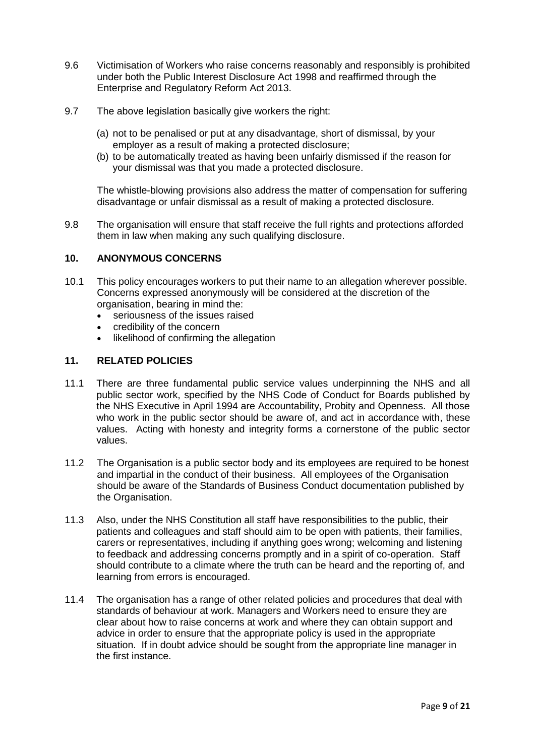9.6 Victimisation of Workers who raise concerns reasonably and responsibly is prohibited under both the Public Interest Disclosure Act 1998 and reaffirmed through the Enterprise and Regulatory Reform Act 2013.

9.7 The above legislation basically give workers the right:

(a) not to be penalised or put at any disadvantage, short of dismissal, by your employer as a result of making a protected disclosure;

(b) to be automatically treated as having been unfairly dismissed if the reason for your dismissal was that you made a protected disclosure.

The whistle-blowing provisions also address the matter of compensation for suffering disadvantage or unfair dismissal as a result of making a protected disclosure.

9.8 The organisation will ensure that staff receive the full rights and protections afforded them in law when making any such qualifying disclosure.

## 10. ANONYMOUS CONCERNS

10.1 This policy encourages workers to put their name to an allegation wherever possible. Concerns expressed anonymously will be considered at the discretion of the organisation, bearing in mind the:

- seriousness of the issues raised
- credibility of the concern
- likelihood of confirming the allegation

## 11. RELATED POLICIES

11.1 There are three fundamental public service values underpinning the NHS and all public sector work, specified by the NHS Code of Conduct for Boards published by the NHS Executive in April 1994 are Accountability, Probity and Openness. All those who work in the public sector should be aware of, and act in accordance with, these values. Acting with honesty and integrity forms a cornerstone of the public sector values.

11.2 The Organisation is a public sector body and its employees are required to be honest and impartial in the conduct of their business. All employees of the Organisation should be aware of the Standards of Business Conduct documentation published by the Organisation.

11.3 Also, under the NHS Constitution all staff have responsibilities to the public, their patients and colleagues and staff should aim to be open with patients, their families, carers or representatives, including if anything goes wrong; welcoming and listening to feedback and addressing concerns promptly and in a spirit of co-operation. Staff should contribute to a climate where the truth can be heard and the reporting of, and learning from errors is encouraged.

11.4 The organisation has a range of other related policies and procedures that deal with standards of behaviour at work. Managers and Workers need to ensure they are clear about how to raise concerns at work and where they can obtain support and advice in order to ensure that the appropriate policy is used in the appropriate situation. If in doubt advice should be sought from the appropriate line manager in the first instance.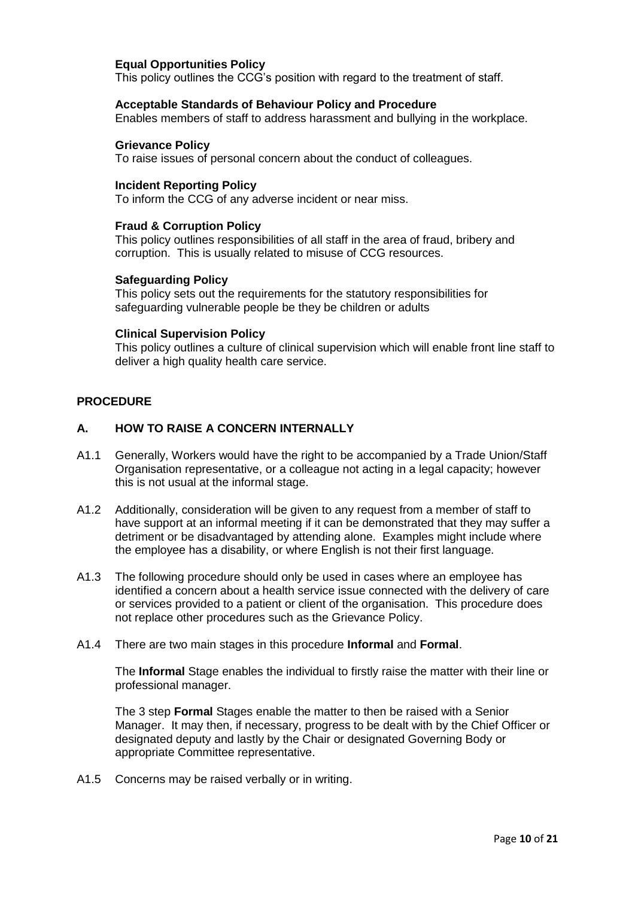**Equal Opportunities Policy**
This policy outlines the CCG's position with regard to the treatment of staff.

**Acceptable Standards of Behaviour Policy and Procedure**
Enables members of staff to address harassment and bullying in the workplace.

**Grievance Policy**
To raise issues of personal concern about the conduct of colleagues.

**Incident Reporting Policy**
To inform the CCG of any adverse incident or near miss.

**Fraud & Corruption Policy**
This policy outlines responsibilities of all staff in the area of fraud, bribery and corruption. This is usually related to misuse of CCG resources.

**Safeguarding Policy**
This policy sets out the requirements for the statutory responsibilities for safeguarding vulnerable people be they be children or adults

**Clinical Supervision Policy**
This policy outlines a culture of clinical supervision which will enable front line staff to deliver a high quality health care service.

## PROCEDURE

### A. HOW TO RAISE A CONCERN INTERNALLY

A1.1 Generally, Workers would have the right to be accompanied by a Trade Union/Staff Organisation representative, or a colleague not acting in a legal capacity; however this is not usual at the informal stage.

A1.2 Additionally, consideration will be given to any request from a member of staff to have support at an informal meeting if it can be demonstrated that they may suffer a detriment or be disadvantaged by attending alone. Examples might include where the employee has a disability, or where English is not their first language.

A1.3 The following procedure should only be used in cases where an employee has identified a concern about a health service issue connected with the delivery of care or services provided to a patient or client of the organisation. This procedure does not replace other procedures such as the Grievance Policy.

A1.4 There are two main stages in this procedure **Informal** and **Formal**.

The **Informal** Stage enables the individual to firstly raise the matter with their line or professional manager.

The 3 step **Formal** Stages enable the matter to then be raised with a Senior Manager. It may then, if necessary, progress to be dealt with by the Chief Officer or designated deputy and lastly by the Chair or designated Governing Body or appropriate Committee representative.

A1.5 Concerns may be raised verbally or in writing.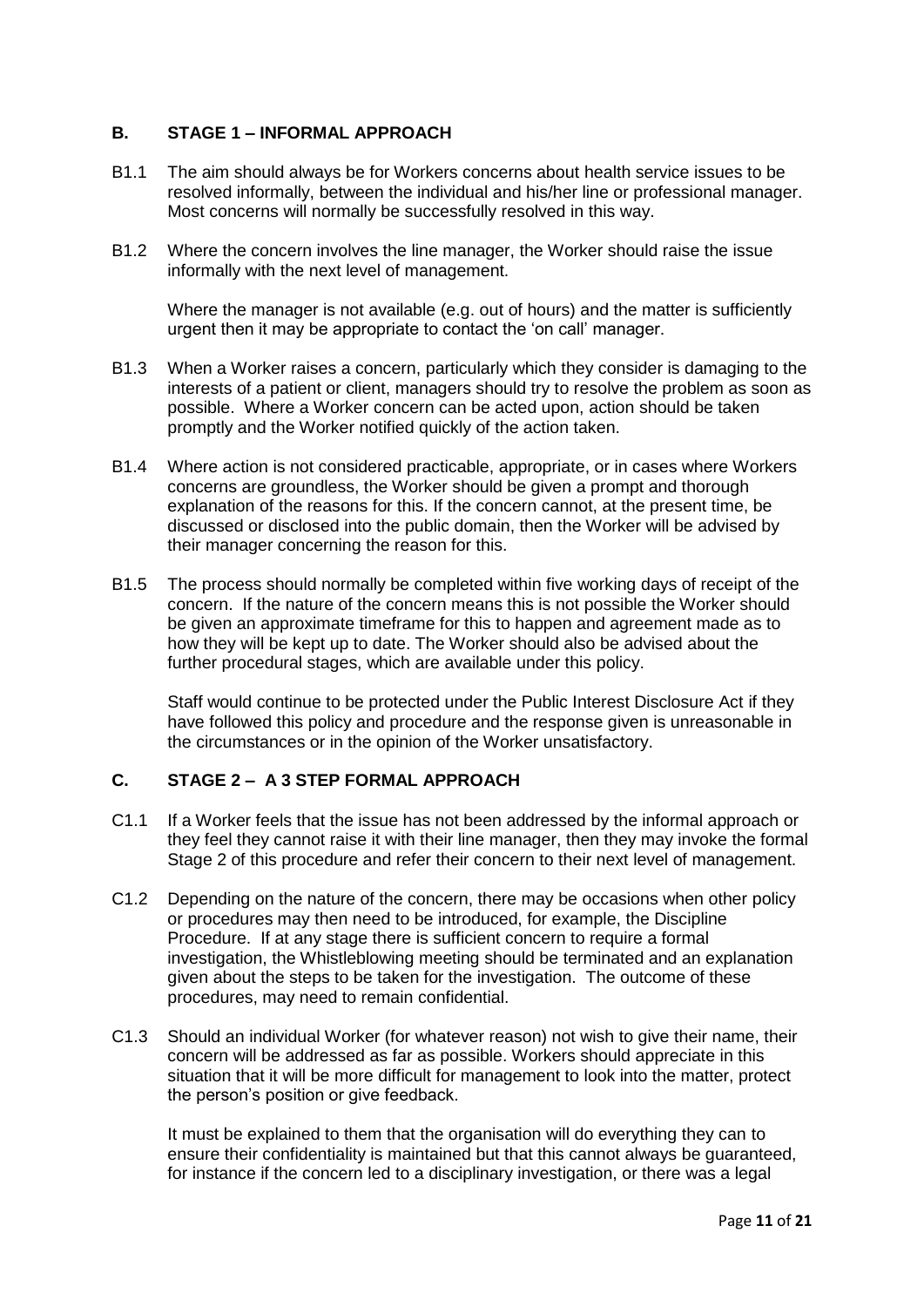## B. STAGE 1 – INFORMAL APPROACH

B1.1 The aim should always be for Workers concerns about health service issues to be resolved informally, between the individual and his/her line or professional manager. Most concerns will normally be successfully resolved in this way.

B1.2 Where the concern involves the line manager, the Worker should raise the issue informally with the next level of management.

Where the manager is not available (e.g. out of hours) and the matter is sufficiently urgent then it may be appropriate to contact the 'on call' manager.

B1.3 When a Worker raises a concern, particularly which they consider is damaging to the interests of a patient or client, managers should try to resolve the problem as soon as possible. Where a Worker concern can be acted upon, action should be taken promptly and the Worker notified quickly of the action taken.

B1.4 Where action is not considered practicable, appropriate, or in cases where Workers concerns are groundless, the Worker should be given a prompt and thorough explanation of the reasons for this. If the concern cannot, at the present time, be discussed or disclosed into the public domain, then the Worker will be advised by their manager concerning the reason for this.

B1.5 The process should normally be completed within five working days of receipt of the concern. If the nature of the concern means this is not possible the Worker should be given an approximate timeframe for this to happen and agreement made as to how they will be kept up to date. The Worker should also be advised about the further procedural stages, which are available under this policy.

Staff would continue to be protected under the Public Interest Disclosure Act if they have followed this policy and procedure and the response given is unreasonable in the circumstances or in the opinion of the Worker unsatisfactory.

## C. STAGE 2 – A 3 STEP FORMAL APPROACH

C1.1 If a Worker feels that the issue has not been addressed by the informal approach or they feel they cannot raise it with their line manager, then they may invoke the formal Stage 2 of this procedure and refer their concern to their next level of management.

C1.2 Depending on the nature of the concern, there may be occasions when other policy or procedures may then need to be introduced, for example, the Discipline Procedure. If at any stage there is sufficient concern to require a formal investigation, the Whistleblowing meeting should be terminated and an explanation given about the steps to be taken for the investigation. The outcome of these procedures, may need to remain confidential.

C1.3 Should an individual Worker (for whatever reason) not wish to give their name, their concern will be addressed as far as possible. Workers should appreciate in this situation that it will be more difficult for management to look into the matter, protect the person's position or give feedback.

It must be explained to them that the organisation will do everything they can to ensure their confidentiality is maintained but that this cannot always be guaranteed, for instance if the concern led to a disciplinary investigation, or there was a legal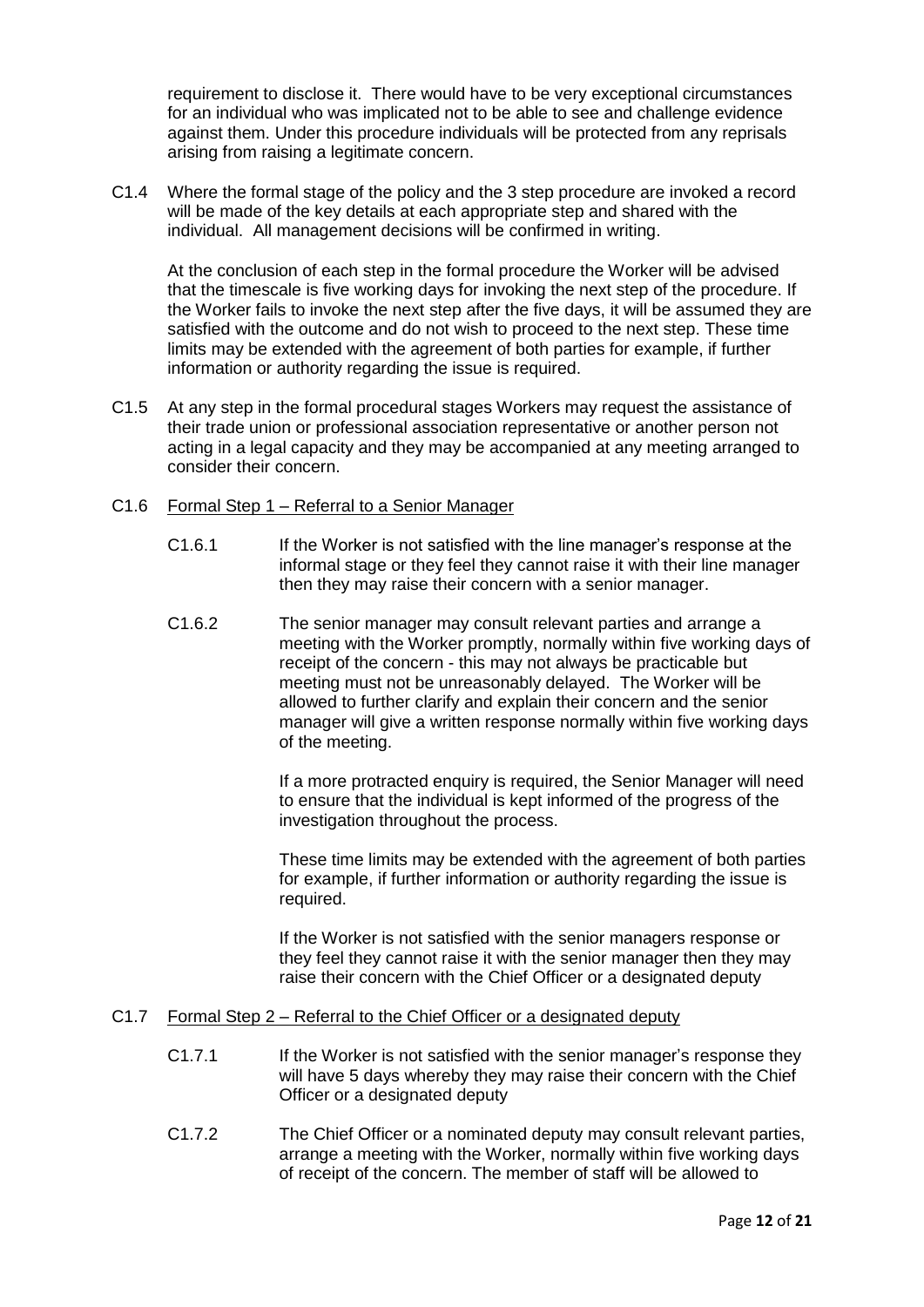requirement to disclose it. There would have to be very exceptional circumstances for an individual who was implicated not to be able to see and challenge evidence against them. Under this procedure individuals will be protected from any reprisals arising from raising a legitimate concern.

C1.4 Where the formal stage of the policy and the 3 step procedure are invoked a record will be made of the key details at each appropriate step and shared with the individual. All management decisions will be confirmed in writing.

At the conclusion of each step in the formal procedure the Worker will be advised that the timescale is five working days for invoking the next step of the procedure. If the Worker fails to invoke the next step after the five days, it will be assumed they are satisfied with the outcome and do not wish to proceed to the next step. These time limits may be extended with the agreement of both parties for example, if further information or authority regarding the issue is required.

C1.5 At any step in the formal procedural stages Workers may request the assistance of their trade union or professional association representative or another person not acting in a legal capacity and they may be accompanied at any meeting arranged to consider their concern.

C1.6 <u>Formal Step 1 – Referral to a Senior Manager</u>

C1.6.1 If the Worker is not satisfied with the line manager's response at the informal stage or they feel they cannot raise it with their line manager then they may raise their concern with a senior manager.

C1.6.2 The senior manager may consult relevant parties and arrange a meeting with the Worker promptly, normally within five working days of receipt of the concern - this may not always be practicable but meeting must not be unreasonably delayed. The Worker will be allowed to further clarify and explain their concern and the senior manager will give a written response normally within five working days of the meeting.

If a more protracted enquiry is required, the Senior Manager will need to ensure that the individual is kept informed of the progress of the investigation throughout the process.

These time limits may be extended with the agreement of both parties for example, if further information or authority regarding the issue is required.

If the Worker is not satisfied with the senior managers response or they feel they cannot raise it with the senior manager then they may raise their concern with the Chief Officer or a designated deputy

C1.7 <u>Formal Step 2 – Referral to the Chief Officer or a designated deputy</u>

C1.7.1 If the Worker is not satisfied with the senior manager's response they will have 5 days whereby they may raise their concern with the Chief Officer or a designated deputy

C1.7.2 The Chief Officer or a nominated deputy may consult relevant parties, arrange a meeting with the Worker, normally within five working days of receipt of the concern. The member of staff will be allowed to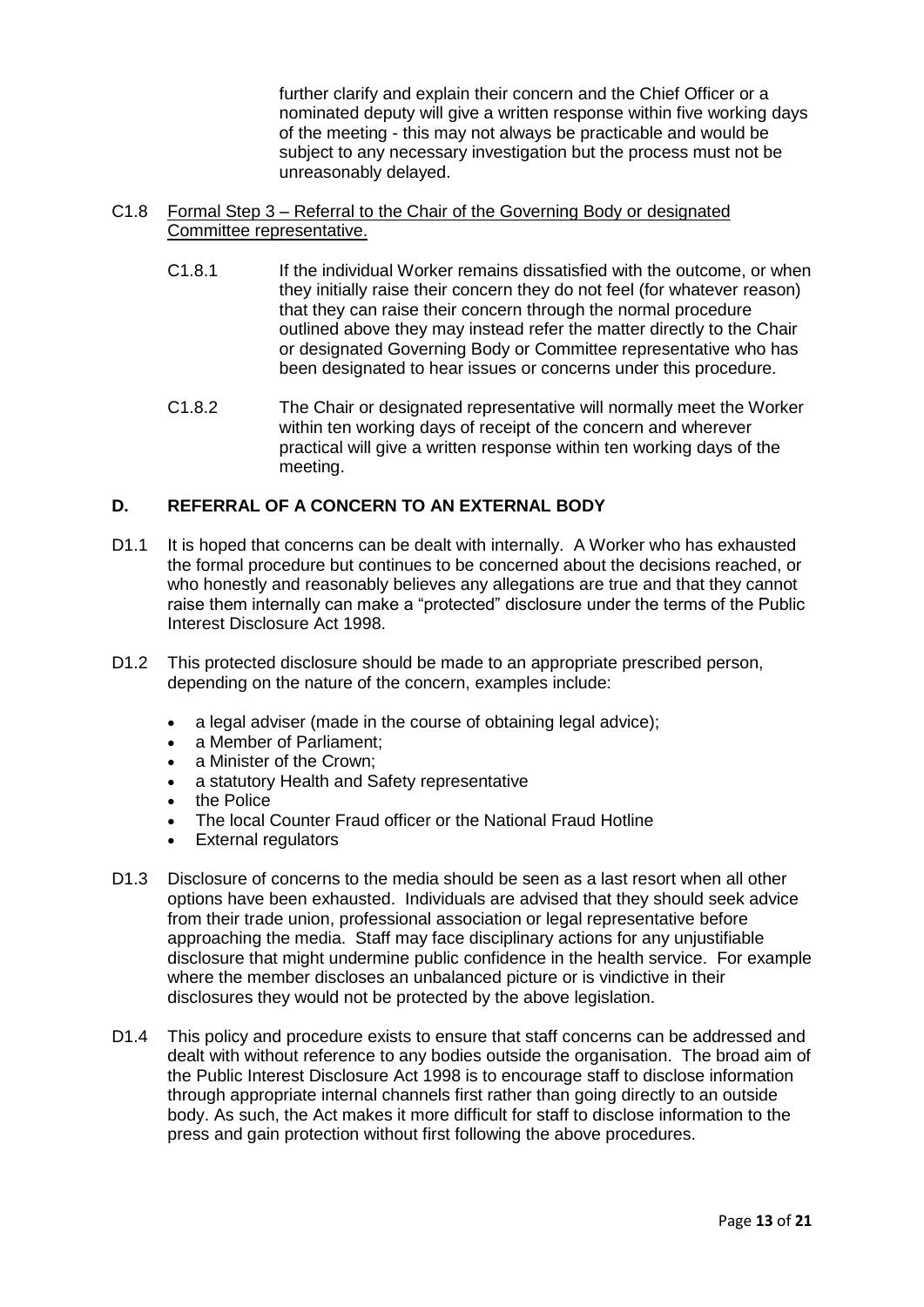further clarify and explain their concern and the Chief Officer or a nominated deputy will give a written response within five working days of the meeting - this may not always be practicable and would be subject to any necessary investigation but the process must not be unreasonably delayed.

C1.8 Formal Step 3 – Referral to the Chair of the Governing Body or designated Committee representative.

C1.8.1 If the individual Worker remains dissatisfied with the outcome, or when they initially raise their concern they do not feel (for whatever reason) that they can raise their concern through the normal procedure outlined above they may instead refer the matter directly to the Chair or designated Governing Body or Committee representative who has been designated to hear issues or concerns under this procedure.

C1.8.2 The Chair or designated representative will normally meet the Worker within ten working days of receipt of the concern and wherever practical will give a written response within ten working days of the meeting.

## D. REFERRAL OF A CONCERN TO AN EXTERNAL BODY

D1.1 It is hoped that concerns can be dealt with internally. A Worker who has exhausted the formal procedure but continues to be concerned about the decisions reached, or who honestly and reasonably believes any allegations are true and that they cannot raise them internally can make a "protected" disclosure under the terms of the Public Interest Disclosure Act 1998.

D1.2 This protected disclosure should be made to an appropriate prescribed person, depending on the nature of the concern, examples include:

- a legal adviser (made in the course of obtaining legal advice);
- a Member of Parliament;
- a Minister of the Crown;
- a statutory Health and Safety representative
- the Police
- The local Counter Fraud officer or the National Fraud Hotline
- External regulators

D1.3 Disclosure of concerns to the media should be seen as a last resort when all other options have been exhausted. Individuals are advised that they should seek advice from their trade union, professional association or legal representative before approaching the media. Staff may face disciplinary actions for any unjustifiable disclosure that might undermine public confidence in the health service. For example where the member discloses an unbalanced picture or is vindictive in their disclosures they would not be protected by the above legislation.

D1.4 This policy and procedure exists to ensure that staff concerns can be addressed and dealt with without reference to any bodies outside the organisation. The broad aim of the Public Interest Disclosure Act 1998 is to encourage staff to disclose information through appropriate internal channels first rather than going directly to an outside body. As such, the Act makes it more difficult for staff to disclose information to the press and gain protection without first following the above procedures.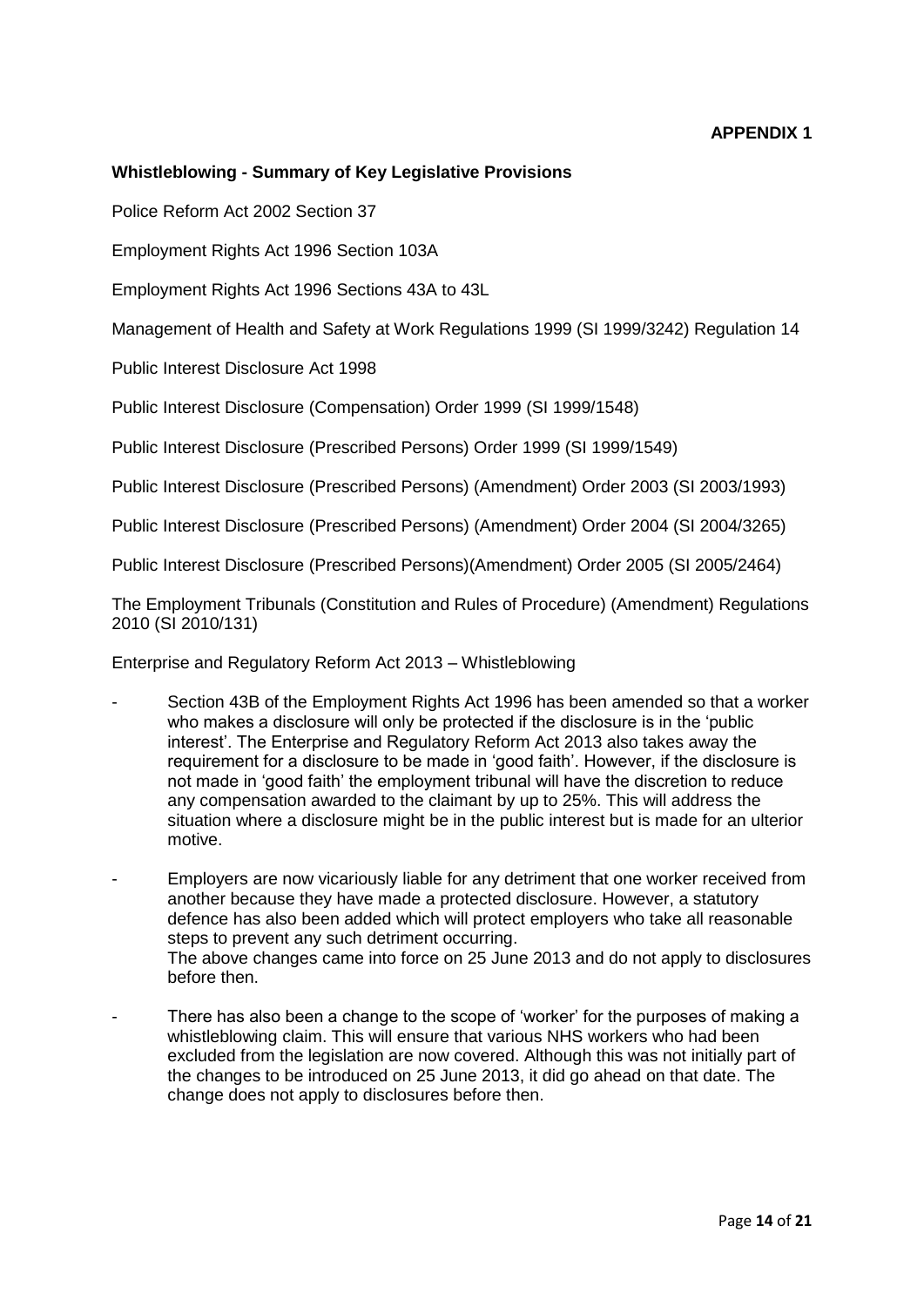**APPENDIX 1**

## Whistleblowing - Summary of Key Legislative Provisions

Police Reform Act 2002 Section 37

Employment Rights Act 1996 Section 103A

Employment Rights Act 1996 Sections 43A to 43L

Management of Health and Safety at Work Regulations 1999 (SI 1999/3242) Regulation 14

Public Interest Disclosure Act 1998

Public Interest Disclosure (Compensation) Order 1999 (SI 1999/1548)

Public Interest Disclosure (Prescribed Persons) Order 1999 (SI 1999/1549)

Public Interest Disclosure (Prescribed Persons) (Amendment) Order 2003 (SI 2003/1993)

Public Interest Disclosure (Prescribed Persons) (Amendment) Order 2004 (SI 2004/3265)

Public Interest Disclosure (Prescribed Persons)(Amendment) Order 2005 (SI 2005/2464)

The Employment Tribunals (Constitution and Rules of Procedure) (Amendment) Regulations 2010 (SI 2010/131)

Enterprise and Regulatory Reform Act 2013 – Whistleblowing

- Section 43B of the Employment Rights Act 1996 has been amended so that a worker who makes a disclosure will only be protected if the disclosure is in the 'public interest'. The Enterprise and Regulatory Reform Act 2013 also takes away the requirement for a disclosure to be made in 'good faith'. However, if the disclosure is not made in 'good faith' the employment tribunal will have the discretion to reduce any compensation awarded to the claimant by up to 25%. This will address the situation where a disclosure might be in the public interest but is made for an ulterior motive.
- Employers are now vicariously liable for any detriment that one worker received from another because they have made a protected disclosure. However, a statutory defence has also been added which will protect employers who take all reasonable steps to prevent any such detriment occurring.
  The above changes came into force on 25 June 2013 and do not apply to disclosures before then.
- There has also been a change to the scope of 'worker' for the purposes of making a whistleblowing claim. This will ensure that various NHS workers who had been excluded from the legislation are now covered. Although this was not initially part of the changes to be introduced on 25 June 2013, it did go ahead on that date. The change does not apply to disclosures before then.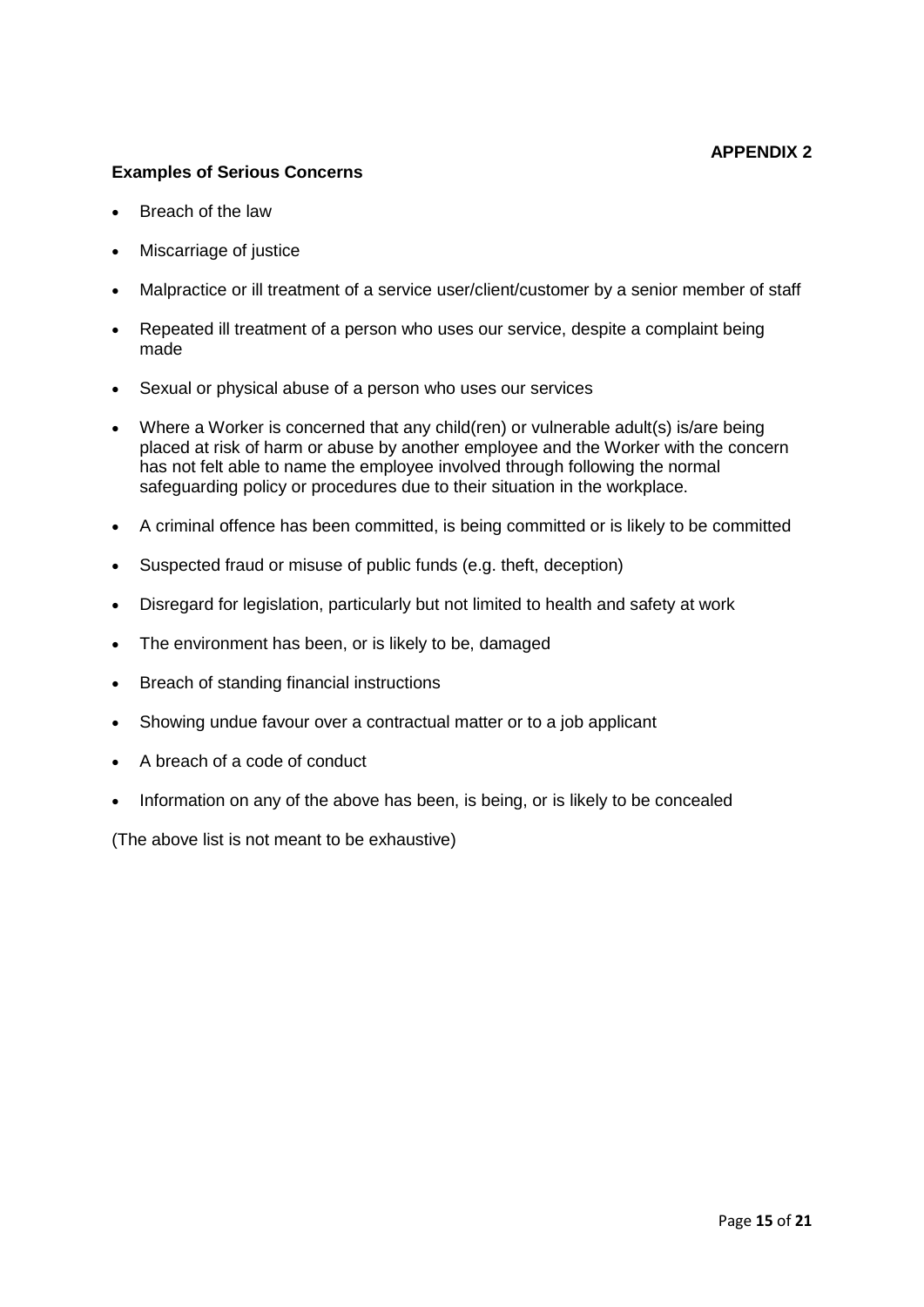**APPENDIX 2**

**Examples of Serious Concerns**

- Breach of the law
- Miscarriage of justice
- Malpractice or ill treatment of a service user/client/customer by a senior member of staff
- Repeated ill treatment of a person who uses our service, despite a complaint being made
- Sexual or physical abuse of a person who uses our services
- Where a Worker is concerned that any child(ren) or vulnerable adult(s) is/are being placed at risk of harm or abuse by another employee and the Worker with the concern has not felt able to name the employee involved through following the normal safeguarding policy or procedures due to their situation in the workplace.
- A criminal offence has been committed, is being committed or is likely to be committed
- Suspected fraud or misuse of public funds (e.g. theft, deception)
- Disregard for legislation, particularly but not limited to health and safety at work
- The environment has been, or is likely to be, damaged
- Breach of standing financial instructions
- Showing undue favour over a contractual matter or to a job applicant
- A breach of a code of conduct
- Information on any of the above has been, is being, or is likely to be concealed

(The above list is not meant to be exhaustive)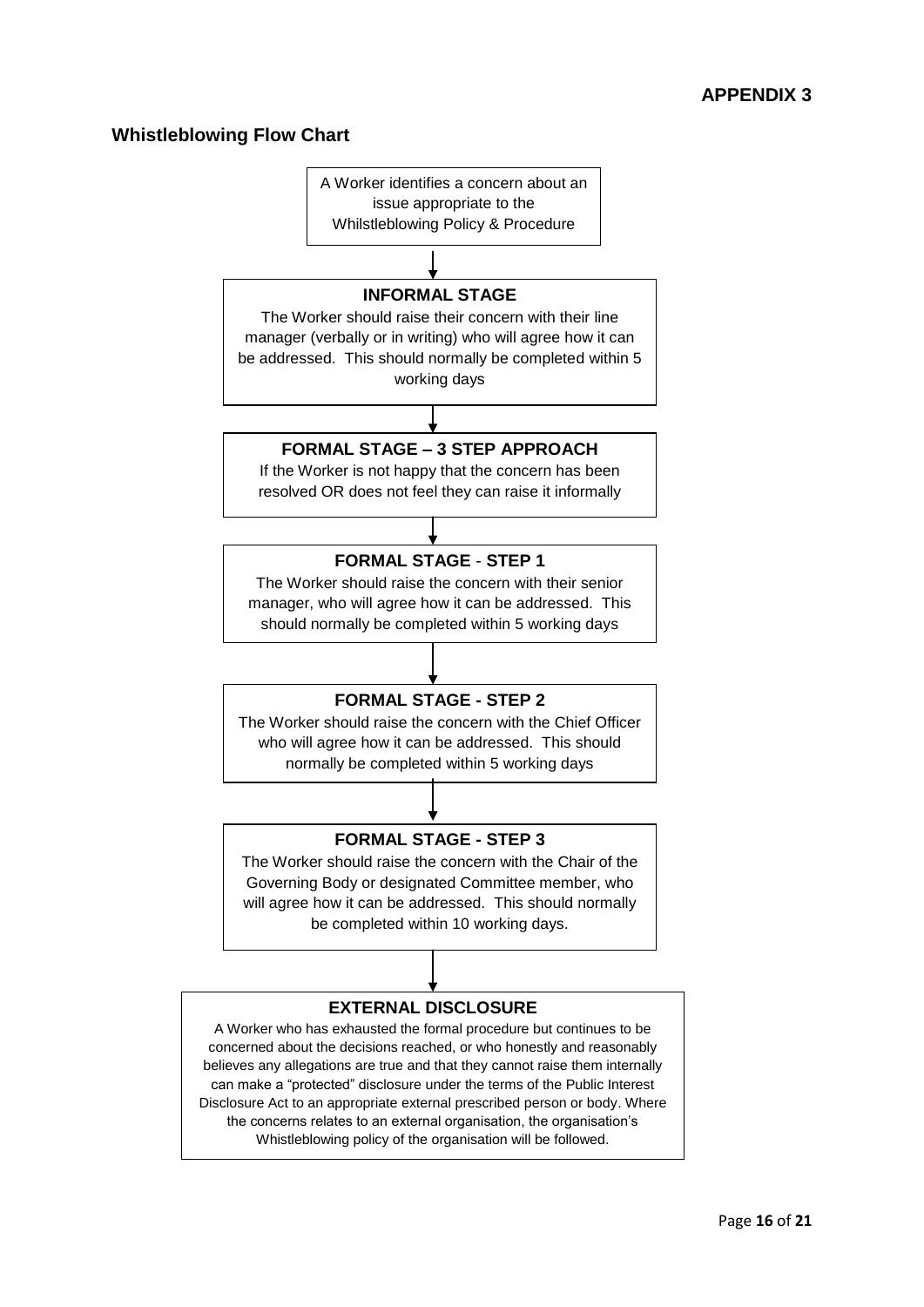**APPENDIX 3**

## Whistleblowing Flow Chart

A Worker identifies a concern about an issue appropriate to the Whilstleblowing Policy & Procedure

↓

**INFORMAL STAGE**

The Worker should raise their concern with their line manager (verbally or in writing) who will agree how it can be addressed. This should normally be completed within 5 working days

↓

**FORMAL STAGE – 3 STEP APPROACH**

If the Worker is not happy that the concern has been resolved OR does not feel they can raise it informally

↓

**FORMAL STAGE - STEP 1**

The Worker should raise the concern with their senior manager, who will agree how it can be addressed. This should normally be completed within 5 working days

↓

**FORMAL STAGE - STEP 2**

The Worker should raise the concern with the Chief Officer who will agree how it can be addressed. This should normally be completed within 5 working days

↓

**FORMAL STAGE - STEP 3**

The Worker should raise the concern with the Chair of the Governing Body or designated Committee member, who will agree how it can be addressed. This should normally be completed within 10 working days.

↓

**EXTERNAL DISCLOSURE**

A Worker who has exhausted the formal procedure but continues to be concerned about the decisions reached, or who honestly and reasonably believes any allegations are true and that they cannot raise them internally can make a "protected" disclosure under the terms of the Public Interest Disclosure Act to an appropriate external prescribed person or body. Where the concerns relates to an external organisation, the organisation's Whistleblowing policy of the organisation will be followed.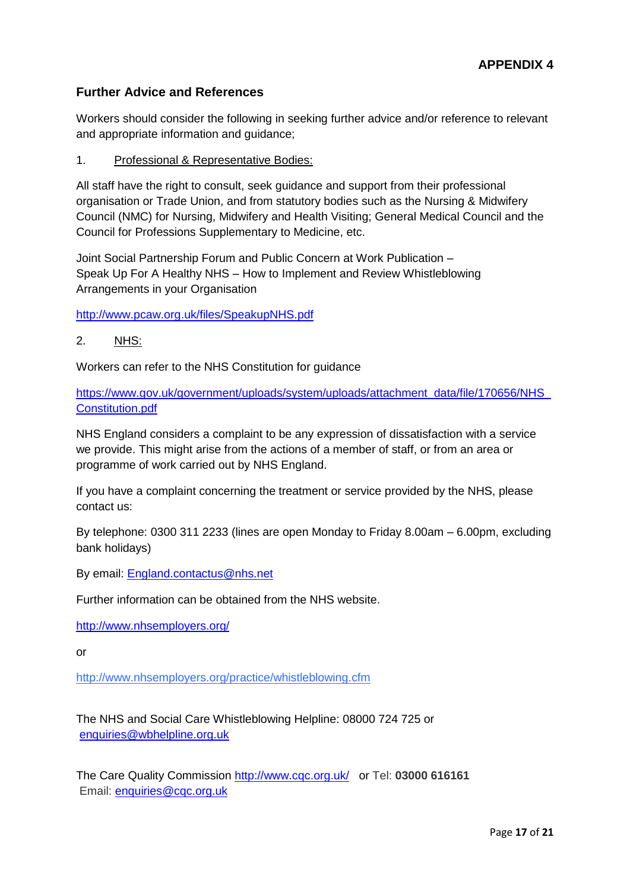**APPENDIX 4**

## Further Advice and References

Workers should consider the following in seeking further advice and/or reference to relevant and appropriate information and guidance;

1. Professional & Representative Bodies:

All staff have the right to consult, seek guidance and support from their professional organisation or Trade Union, and from statutory bodies such as the Nursing & Midwifery Council (NMC) for Nursing, Midwifery and Health Visiting; General Medical Council and the Council for Professions Supplementary to Medicine, etc.

Joint Social Partnership Forum and Public Concern at Work Publication – Speak Up For A Healthy NHS – How to Implement and Review Whistleblowing Arrangements in your Organisation

http://www.pcaw.org.uk/files/SpeakupNHS.pdf

2. NHS:

Workers can refer to the NHS Constitution for guidance

https://www.gov.uk/government/uploads/system/uploads/attachment_data/file/170656/NHS_Constitution.pdf

NHS England considers a complaint to be any expression of dissatisfaction with a service we provide. This might arise from the actions of a member of staff, or from an area or programme of work carried out by NHS England.

If you have a complaint concerning the treatment or service provided by the NHS, please contact us:

By telephone: 0300 311 2233 (lines are open Monday to Friday 8.00am – 6.00pm, excluding bank holidays)

By email: England.contactus@nhs.net

Further information can be obtained from the NHS website.

http://www.nhsemployers.org/

or

http://www.nhsemployers.org/practice/whistleblowing.cfm

The NHS and Social Care Whistleblowing Helpline: 08000 724 725 or enquiries@wbhelpline.org.uk

The Care Quality Commission http://www.cqc.org.uk/ or Tel: **03000 616161**
Email: enquiries@cqc.org.uk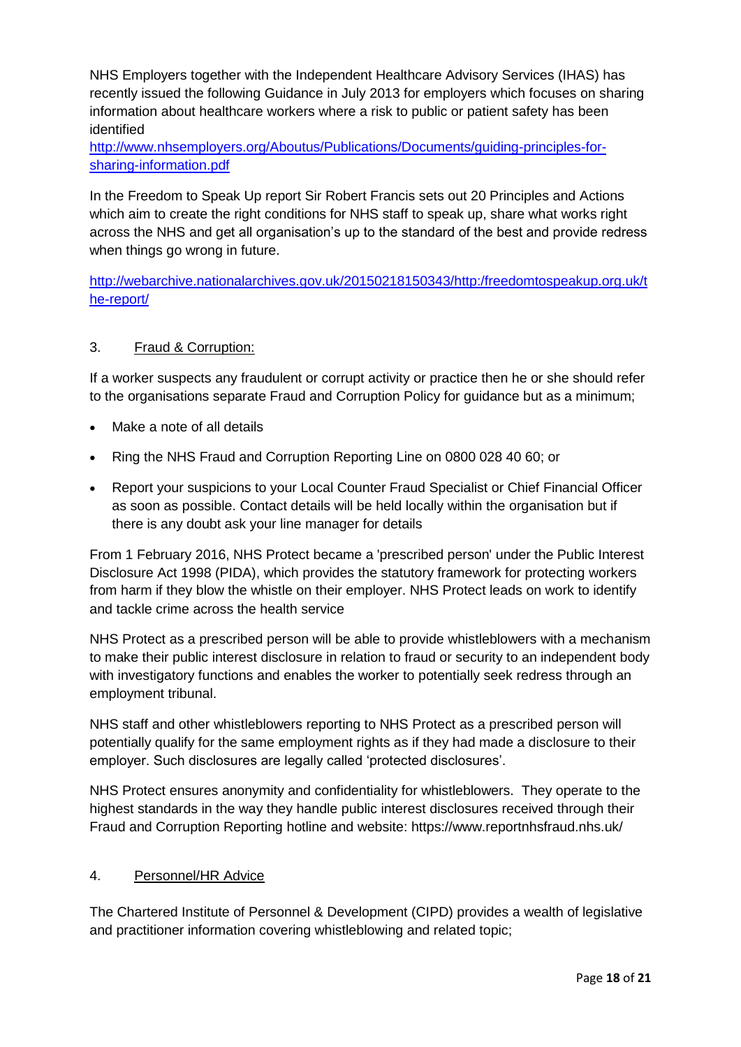NHS Employers together with the Independent Healthcare Advisory Services (IHAS) has recently issued the following Guidance in July 2013 for employers which focuses on sharing information about healthcare workers where a risk to public or patient safety has been identified

http://www.nhsemployers.org/Aboutus/Publications/Documents/guiding-principles-for-sharing-information.pdf

In the Freedom to Speak Up report Sir Robert Francis sets out 20 Principles and Actions which aim to create the right conditions for NHS staff to speak up, share what works right across the NHS and get all organisation's up to the standard of the best and provide redress when things go wrong in future.

http://webarchive.nationalarchives.gov.uk/20150218150343/http:/freedomtospeakup.org.uk/the-report/

## 3. Fraud & Corruption:

If a worker suspects any fraudulent or corrupt activity or practice then he or she should refer to the organisations separate Fraud and Corruption Policy for guidance but as a minimum;

- Make a note of all details
- Ring the NHS Fraud and Corruption Reporting Line on 0800 028 40 60; or
- Report your suspicions to your Local Counter Fraud Specialist or Chief Financial Officer as soon as possible. Contact details will be held locally within the organisation but if there is any doubt ask your line manager for details

From 1 February 2016, NHS Protect became a 'prescribed person' under the Public Interest Disclosure Act 1998 (PIDA), which provides the statutory framework for protecting workers from harm if they blow the whistle on their employer. NHS Protect leads on work to identify and tackle crime across the health service

NHS Protect as a prescribed person will be able to provide whistleblowers with a mechanism to make their public interest disclosure in relation to fraud or security to an independent body with investigatory functions and enables the worker to potentially seek redress through an employment tribunal.

NHS staff and other whistleblowers reporting to NHS Protect as a prescribed person will potentially qualify for the same employment rights as if they had made a disclosure to their employer. Such disclosures are legally called 'protected disclosures'.

NHS Protect ensures anonymity and confidentiality for whistleblowers. They operate to the highest standards in the way they handle public interest disclosures received through their Fraud and Corruption Reporting hotline and website: https://www.reportnhsfraud.nhs.uk/

## 4. Personnel/HR Advice

The Chartered Institute of Personnel & Development (CIPD) provides a wealth of legislative and practitioner information covering whistleblowing and related topic;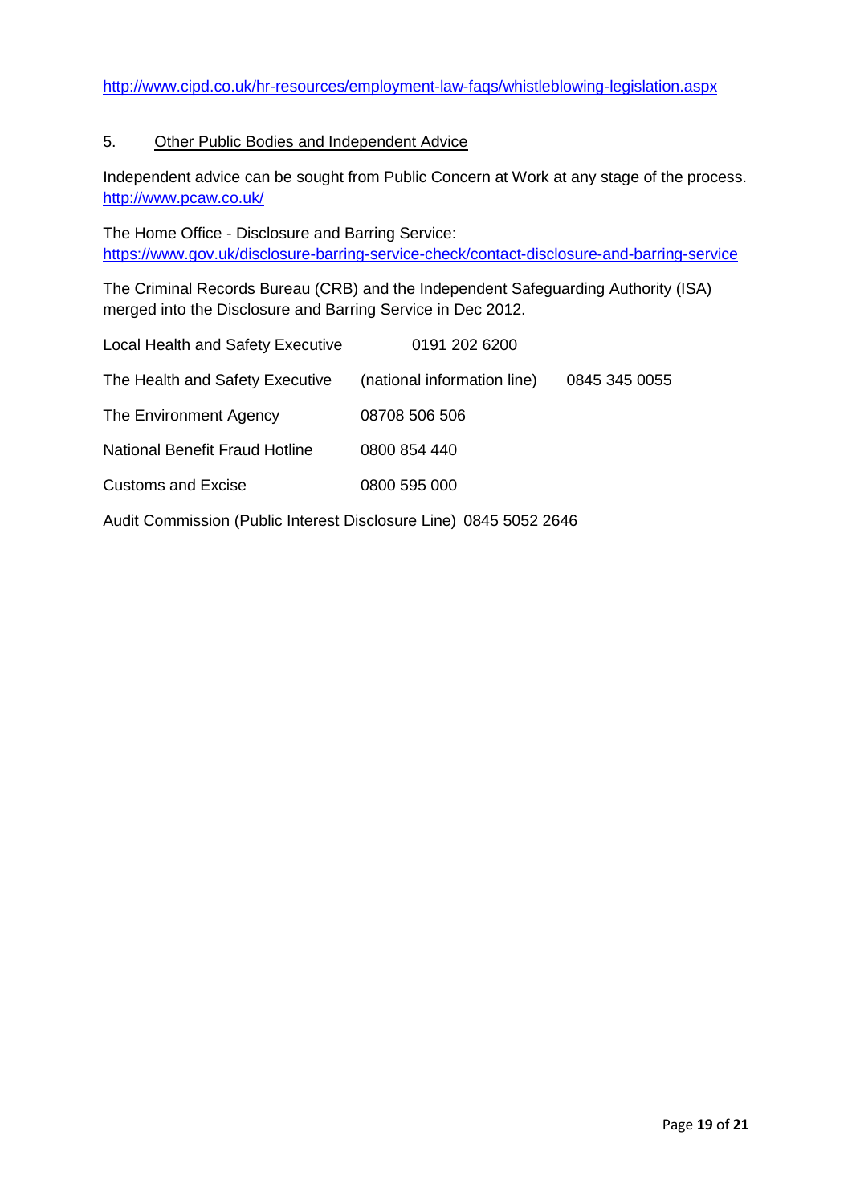http://www.cipd.co.uk/hr-resources/employment-law-faqs/whistleblowing-legislation.aspx

5. Other Public Bodies and Independent Advice

Independent advice can be sought from Public Concern at Work at any stage of the process.
http://www.pcaw.co.uk/

The Home Office - Disclosure and Barring Service:
https://www.gov.uk/disclosure-barring-service-check/contact-disclosure-and-barring-service

The Criminal Records Bureau (CRB) and the Independent Safeguarding Authority (ISA) merged into the Disclosure and Barring Service in Dec 2012.

| | | |
|---|---|---|
| Local Health and Safety Executive | 0191 202 6200 | |
| The Health and Safety Executive | (national information line) | 0845 345 0055 |
| The Environment Agency | 08708 506 506 | |
| National Benefit Fraud Hotline | 0800 854 440 | |
| Customs and Excise | 0800 595 000 | |

Audit Commission (Public Interest Disclosure Line) 0845 5052 2646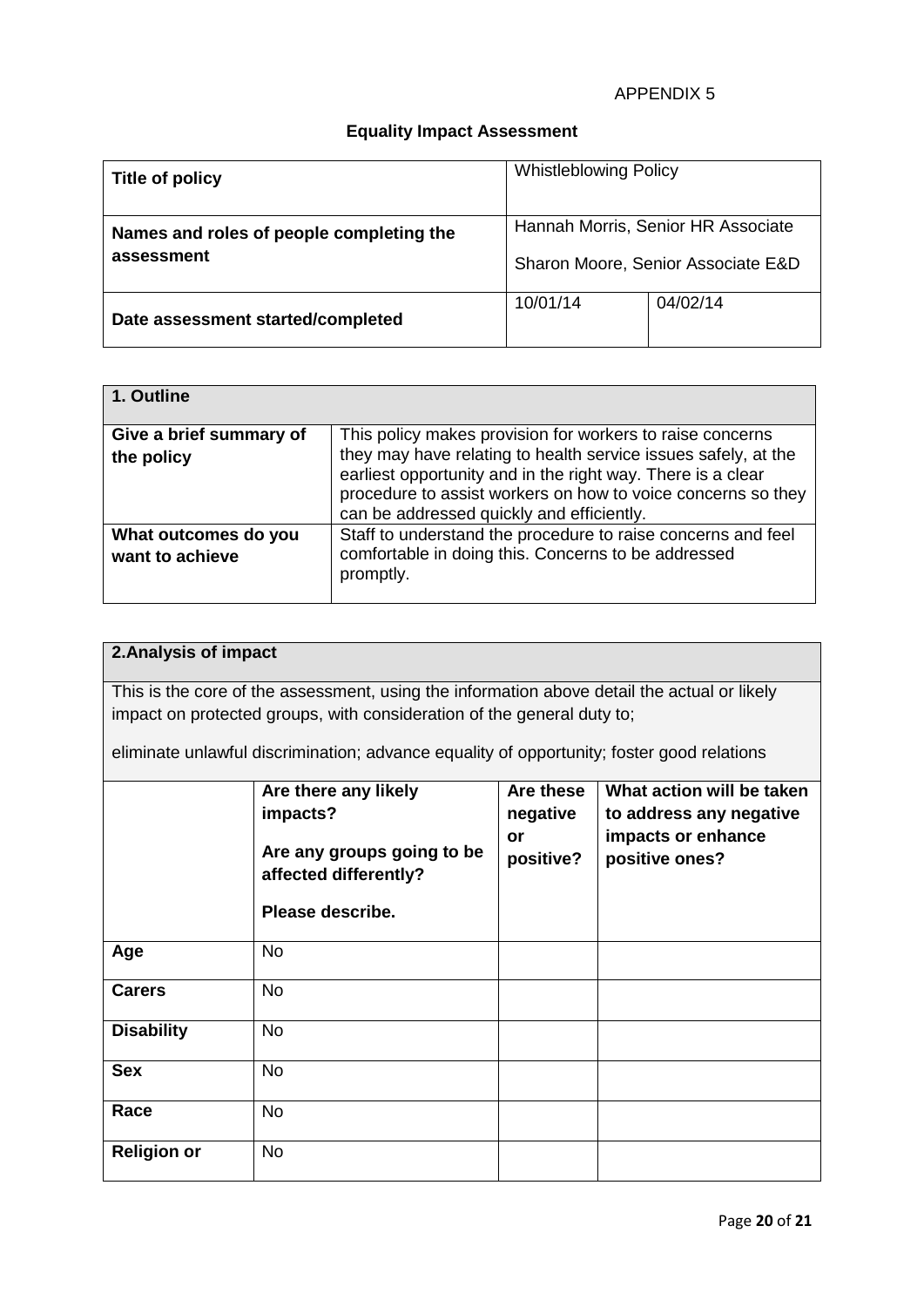APPENDIX 5

## Equality Impact Assessment

| | | |
|---|---|---|
| **Title of policy** | Whistleblowing Policy | |
| **Names and roles of people completing the assessment** | Hannah Morris, Senior HR Associate<br>Sharon Moore, Senior Associate E&D | |
| **Date assessment started/completed** | 10/01/14 | 04/02/14 |

| **1. Outline** | |
|---|---|
| **Give a brief summary of the policy** | This policy makes provision for workers to raise concerns they may have relating to health service issues safely, at the earliest opportunity and in the right way. There is a clear procedure to assist workers on how to voice concerns so they can be addressed quickly and efficiently. |
| **What outcomes do you want to achieve** | Staff to understand the procedure to raise concerns and feel comfortable in doing this. Concerns to be addressed promptly. |

**2.Analysis of impact**

This is the core of the assessment, using the information above detail the actual or likely impact on protected groups, with consideration of the general duty to;

eliminate unlawful discrimination; advance equality of opportunity; foster good relations

| | **Are there any likely impacts?**<br>**Are any groups going to be affected differently?**<br>**Please describe.** | **Are these negative or positive?** | **What action will be taken to address any negative impacts or enhance positive ones?** |
|---|---|---|---|
| **Age** | No | | |
| **Carers** | No | | |
| **Disability** | No | | |
| **Sex** | No | | |
| **Race** | No | | |
| **Religion or** | No | | |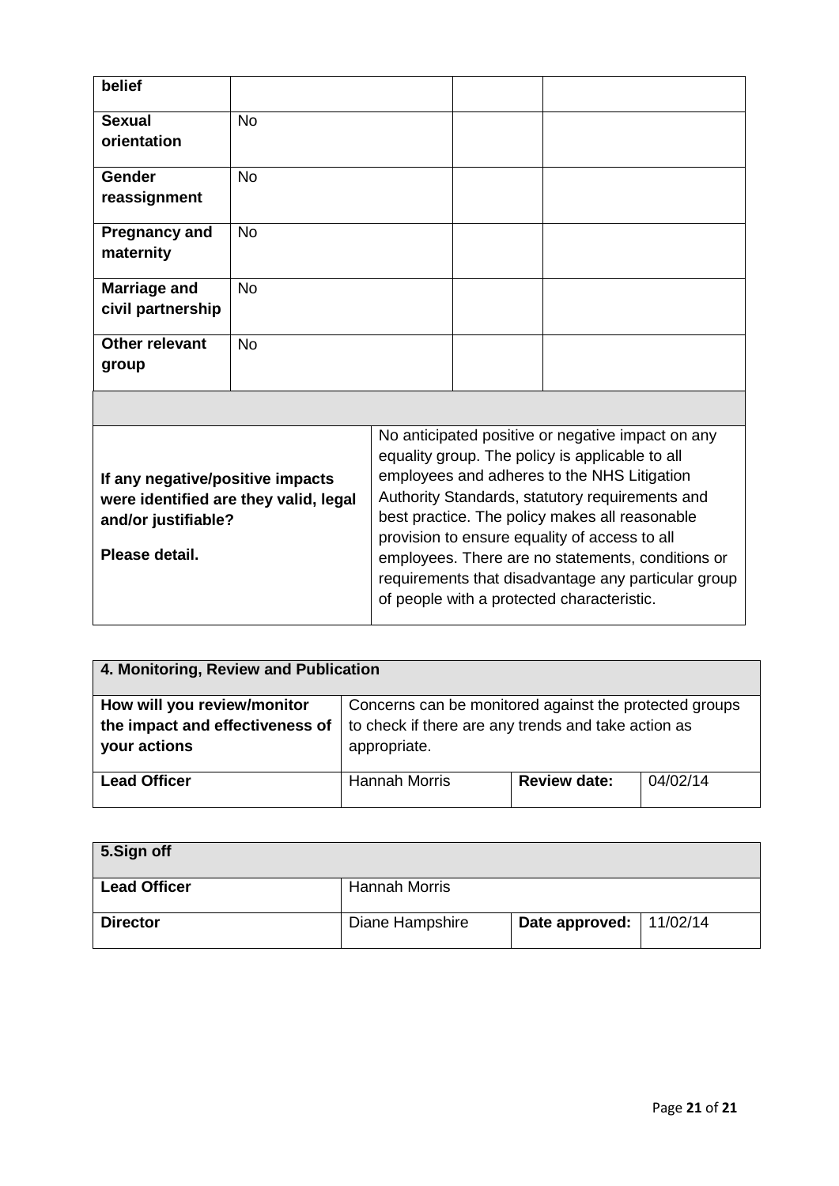| | | | |
|---|---|---|---|
| **belief** | | | |
| **Sexual orientation** | No | | |
| **Gender reassignment** | No | | |
| **Pregnancy and maternity** | No | | |
| **Marriage and civil partnership** | No | | |
| **Other relevant group** | No | | |

| | |
|---|---|
| **If any negative/positive impacts were identified are they valid, legal and/or justifiable?**<br><br>**Please detail.** | No anticipated positive or negative impact on any equality group. The policy is applicable to all employees and adheres to the NHS Litigation Authority Standards, statutory requirements and best practice. The policy makes all reasonable provision to ensure equality of access to all employees. There are no statements, conditions or requirements that disadvantage any particular group of people with a protected characteristic. |

| **4. Monitoring, Review and Publication** | | | |
|---|---|---|---|
| **How will you review/monitor the impact and effectiveness of your actions** | Concerns can be monitored against the protected groups to check if there are any trends and take action as appropriate. | | |
| **Lead Officer** | Hannah Morris | **Review date:** | 04/02/14 |

| **5.Sign off** | | | |
|---|---|---|---|
| **Lead Officer** | Hannah Morris | | |
| **Director** | Diane Hampshire | **Date approved:** | 11/02/14 |